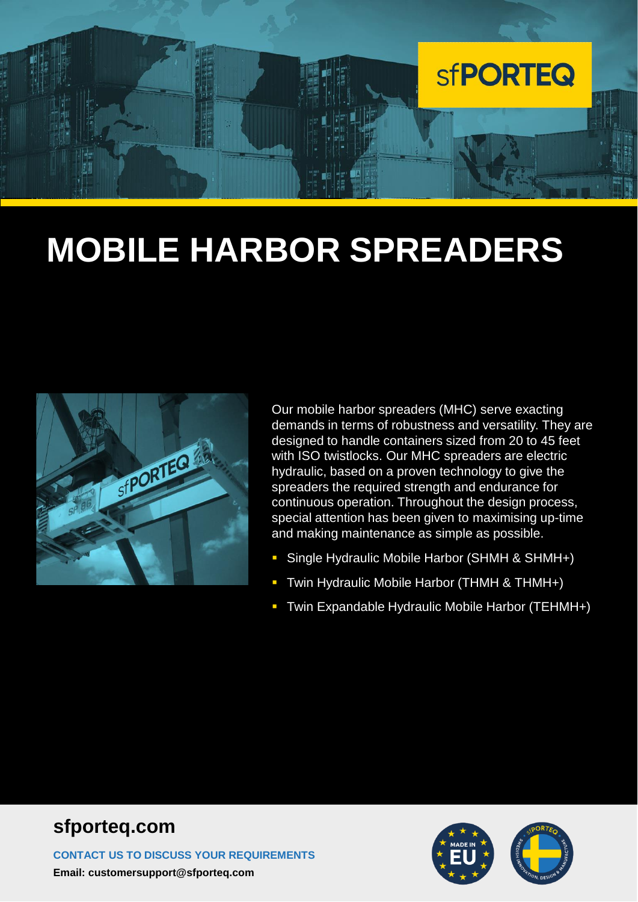sfPORTEQ

# MOBILE HARBOR SPREADERS

Our mobile harbor spreaders (MHC) serve exacting demands in terms of robustness and versatility. They are designed to handle containers sized from 20 to 45 feet with ISO twistlocks. Our MHC spreaders are electric hydraulic, based on a proven technology to give the spreaders the required strength and endurance for continuous operation. Throughout the design process, special attention has been given to maximising up-time and making maintenance as simple as possible.

- Single Hydraulic Mobile Harbor (SHMH & SHMH+)
- Twin Hydraulic Mobile Harbor (THMH & THMH+)
- Twin Expandable Hydraulic Mobile Harbor (TEHMH+)

## sfporteq.com

**CONTACT US TO DISCUSS YOUR REQUIREMENTS**

**Email: customersupport@sfporteq.com**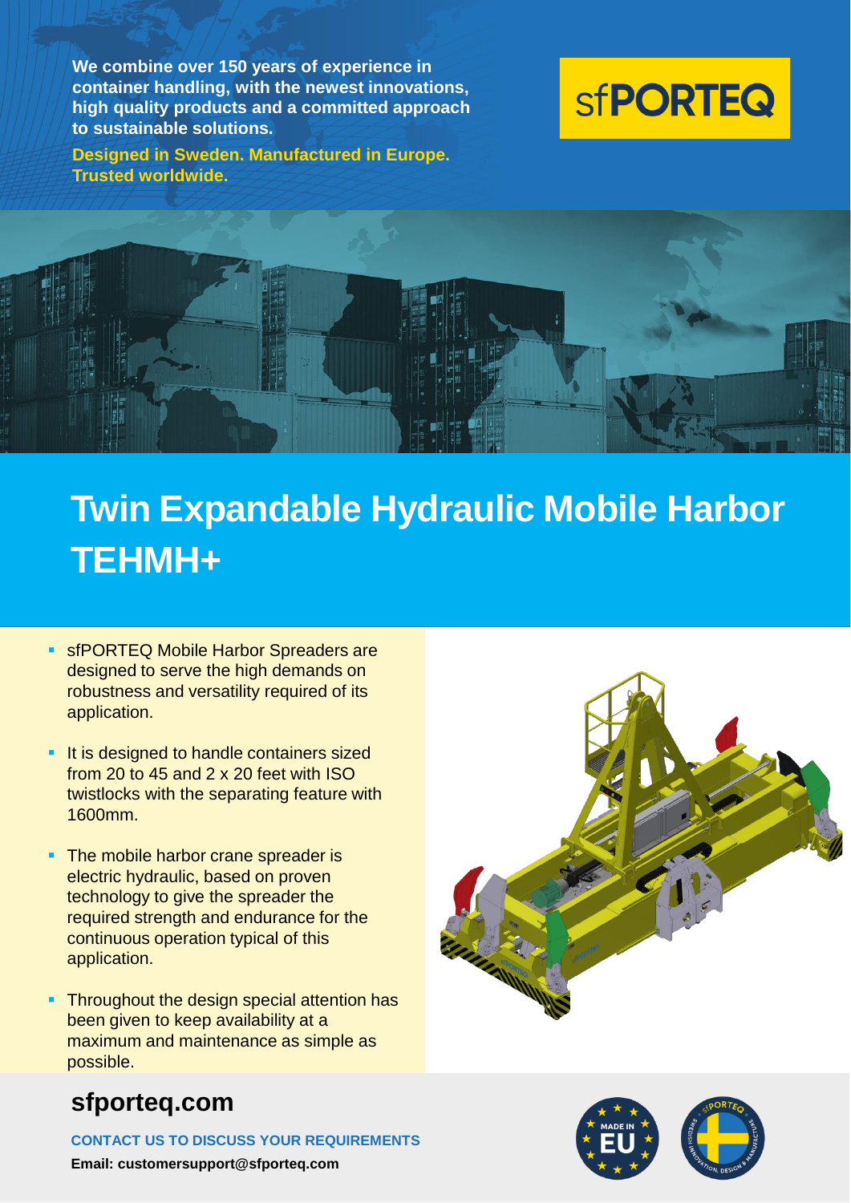We combine over 150 years of experience in container handling, with the newest innovations, high quality products and a committed approach to sustainable solutions.

**Designed in Sweden. Manufactured in Europe. Trusted worldwide.**

sfPORTEQ

# Twin Expandable Hydraulic Mobile Harbor TEHMH+

- sfPORTEQ Mobile Harbor Spreaders are designed to serve the high demands on robustness and versatility required of its application.
- It is designed to handle containers sized from 20 to 45 and 2 x 20 feet with ISO twistlocks with the separating feature with 1600mm.
- The mobile harbor crane spreader is electric hydraulic, based on proven technology to give the spreader the required strength and endurance for the continuous operation typical of this application.
- Throughout the design special attention has been given to keep availability at a maximum and maintenance as simple as possible.

## sfporteq.com

**CONTACT US TO DISCUSS YOUR REQUIREMENTS**

**Email: customersupport@sfporteq.com**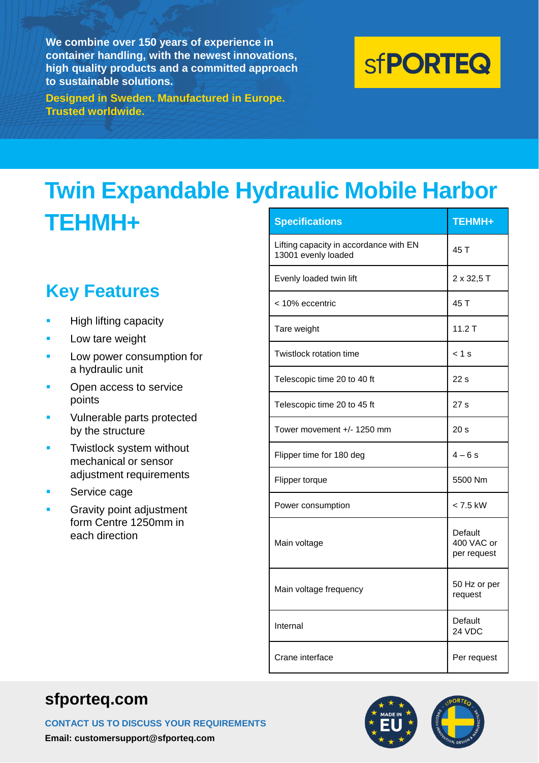We combine over 150 years of experience in container handling, with the newest innovations, high quality products and a committed approach to sustainable solutions.

**Designed in Sweden. Manufactured in Europe. Trusted worldwide.**

sfPORTEQ

# Twin Expandable Hydraulic Mobile Harbor TEHMH+

## Key Features

- High lifting capacity
- Low tare weight
- Low power consumption for a hydraulic unit
- Open access to service points
- Vulnerable parts protected by the structure
- Twistlock system without mechanical or sensor adjustment requirements
- Service cage
- Gravity point adjustment form Centre 1250mm in each direction

| Specifications | TEHMH+ |
|---|---|
| Lifting capacity in accordance with EN 13001 evenly loaded | 45 T |
| Evenly loaded twin lift | 2 x 32,5 T |
| < 10% eccentric | 45 T |
| Tare weight | 11.2 T |
| Twistlock rotation time | < 1 s |
| Telescopic time 20 to 40 ft | 22 s |
| Telescopic time 20 to 45 ft | 27 s |
| Tower movement +/- 1250 mm | 20 s |
| Flipper time for 180 deg | 4 – 6 s |
| Flipper torque | 5500 Nm |
| Power consumption | < 7.5 kW |
| Main voltage | Default 400 VAC or per request |
| Main voltage frequency | 50 Hz or per request |
| Internal | Default 24 VDC |
| Crane interface | Per request |

## sfporteq.com

**CONTACT US TO DISCUSS YOUR REQUIREMENTS**

**Email: customersupport@sfporteq.com**

MADE IN EU

sfPORTEQ SWEDISH INNOVATION, DESIGN & MANUFACTURING